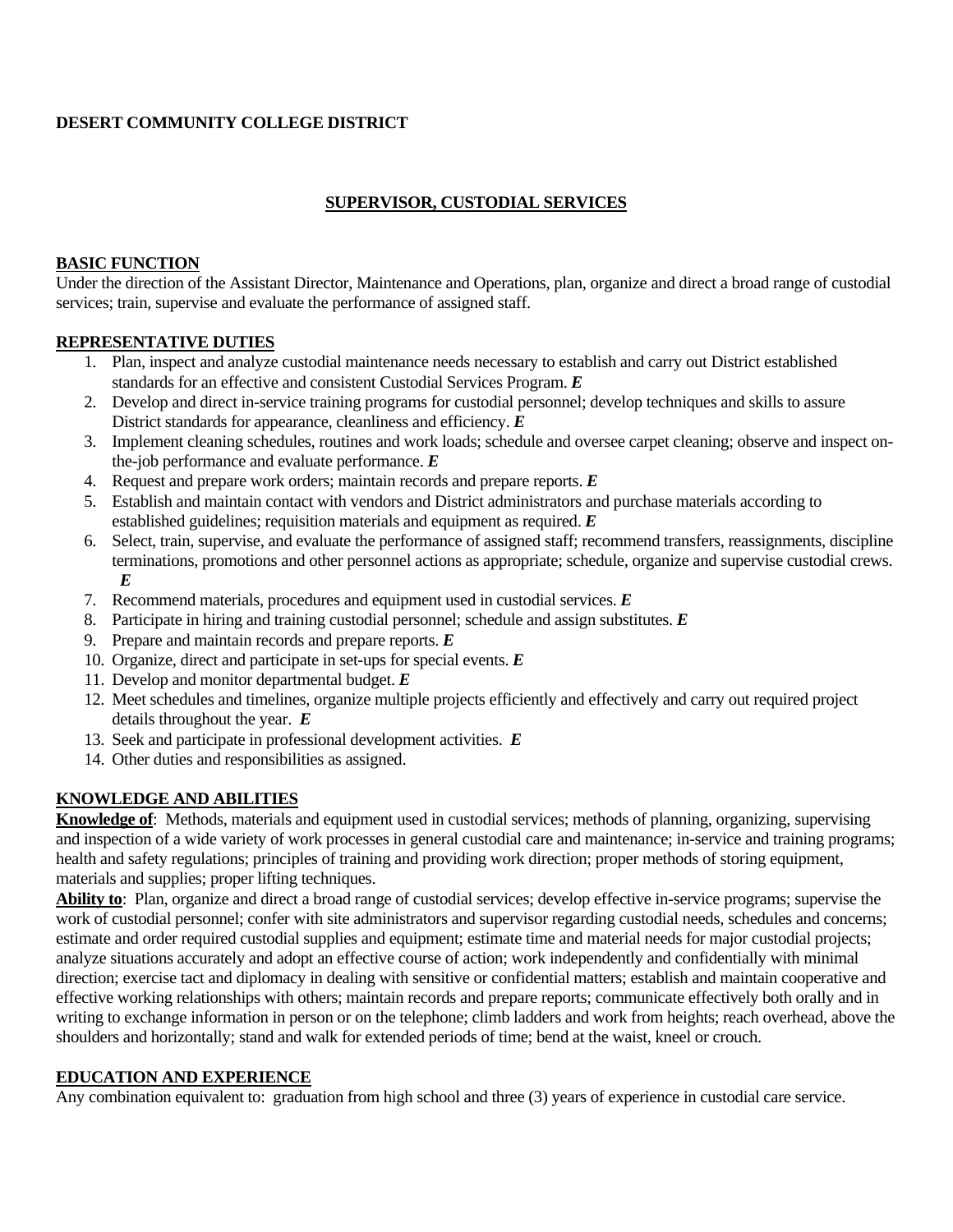**DESERT COMMUNITY COLLEGE DISTRICT**

# SUPERVISOR, CUSTODIAL SERVICES

## BASIC FUNCTION

Under the direction of the Assistant Director, Maintenance and Operations, plan, organize and direct a broad range of custodial services; train, supervise and evaluate the performance of assigned staff.

## REPRESENTATIVE DUTIES

1. Plan, inspect and analyze custodial maintenance needs necessary to establish and carry out District established standards for an effective and consistent Custodial Services Program. ***E***
2. Develop and direct in-service training programs for custodial personnel; develop techniques and skills to assure District standards for appearance, cleanliness and efficiency. ***E***
3. Implement cleaning schedules, routines and work loads; schedule and oversee carpet cleaning; observe and inspect on-the-job performance and evaluate performance. ***E***
4. Request and prepare work orders; maintain records and prepare reports. ***E***
5. Establish and maintain contact with vendors and District administrators and purchase materials according to established guidelines; requisition materials and equipment as required. ***E***
6. Select, train, supervise, and evaluate the performance of assigned staff; recommend transfers, reassignments, discipline terminations, promotions and other personnel actions as appropriate; schedule, organize and supervise custodial crews. ***E***
7. Recommend materials, procedures and equipment used in custodial services. ***E***
8. Participate in hiring and training custodial personnel; schedule and assign substitutes. ***E***
9. Prepare and maintain records and prepare reports. ***E***
10. Organize, direct and participate in set-ups for special events. ***E***
11. Develop and monitor departmental budget. ***E***
12. Meet schedules and timelines, organize multiple projects efficiently and effectively and carry out required project details throughout the year. ***E***
13. Seek and participate in professional development activities. ***E***
14. Other duties and responsibilities as assigned.

## KNOWLEDGE AND ABILITIES

**Knowledge of**: Methods, materials and equipment used in custodial services; methods of planning, organizing, supervising and inspection of a wide variety of work processes in general custodial care and maintenance; in-service and training programs; health and safety regulations; principles of training and providing work direction; proper methods of storing equipment, materials and supplies; proper lifting techniques.

**Ability to**: Plan, organize and direct a broad range of custodial services; develop effective in-service programs; supervise the work of custodial personnel; confer with site administrators and supervisor regarding custodial needs, schedules and concerns; estimate and order required custodial supplies and equipment; estimate time and material needs for major custodial projects; analyze situations accurately and adopt an effective course of action; work independently and confidentially with minimal direction; exercise tact and diplomacy in dealing with sensitive or confidential matters; establish and maintain cooperative and effective working relationships with others; maintain records and prepare reports; communicate effectively both orally and in writing to exchange information in person or on the telephone; climb ladders and work from heights; reach overhead, above the shoulders and horizontally; stand and walk for extended periods of time; bend at the waist, kneel or crouch.

## EDUCATION AND EXPERIENCE

Any combination equivalent to: graduation from high school and three (3) years of experience in custodial care service.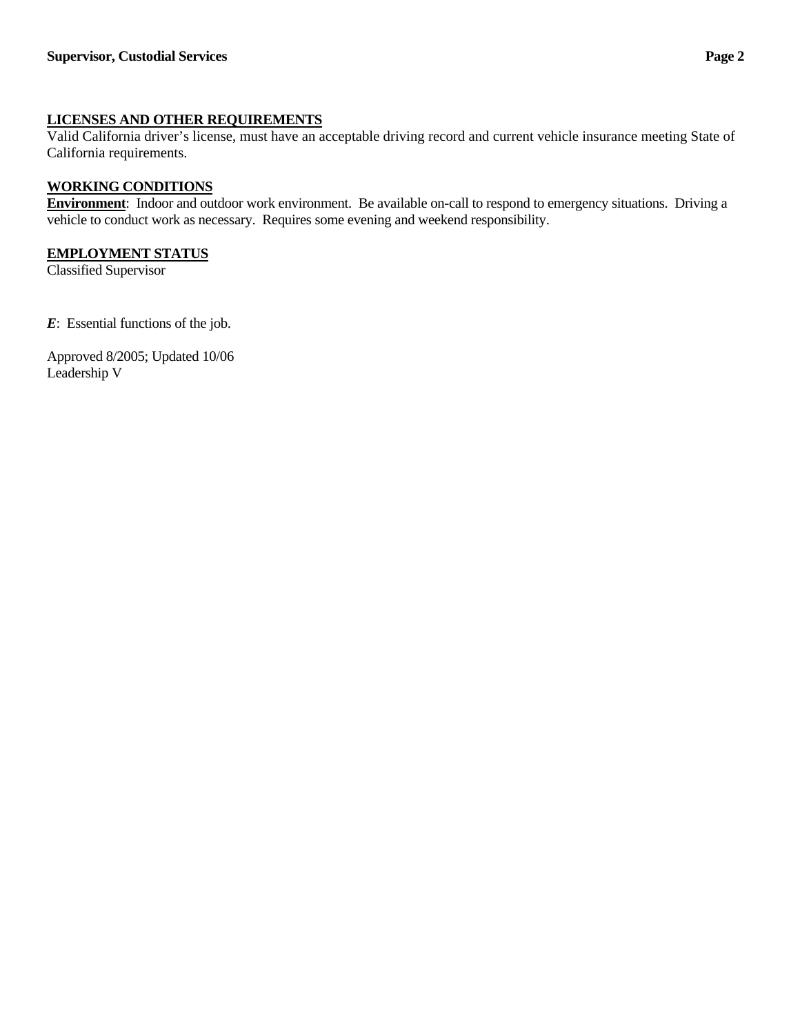## LICENSES AND OTHER REQUIREMENTS

Valid California driver's license, must have an acceptable driving record and current vehicle insurance meeting State of California requirements.

## WORKING CONDITIONS

**Environment**: Indoor and outdoor work environment. Be available on-call to respond to emergency situations. Driving a vehicle to conduct work as necessary. Requires some evening and weekend responsibility.

## EMPLOYMENT STATUS

Classified Supervisor

***E***: Essential functions of the job.

Approved 8/2005; Updated 10/06
Leadership V